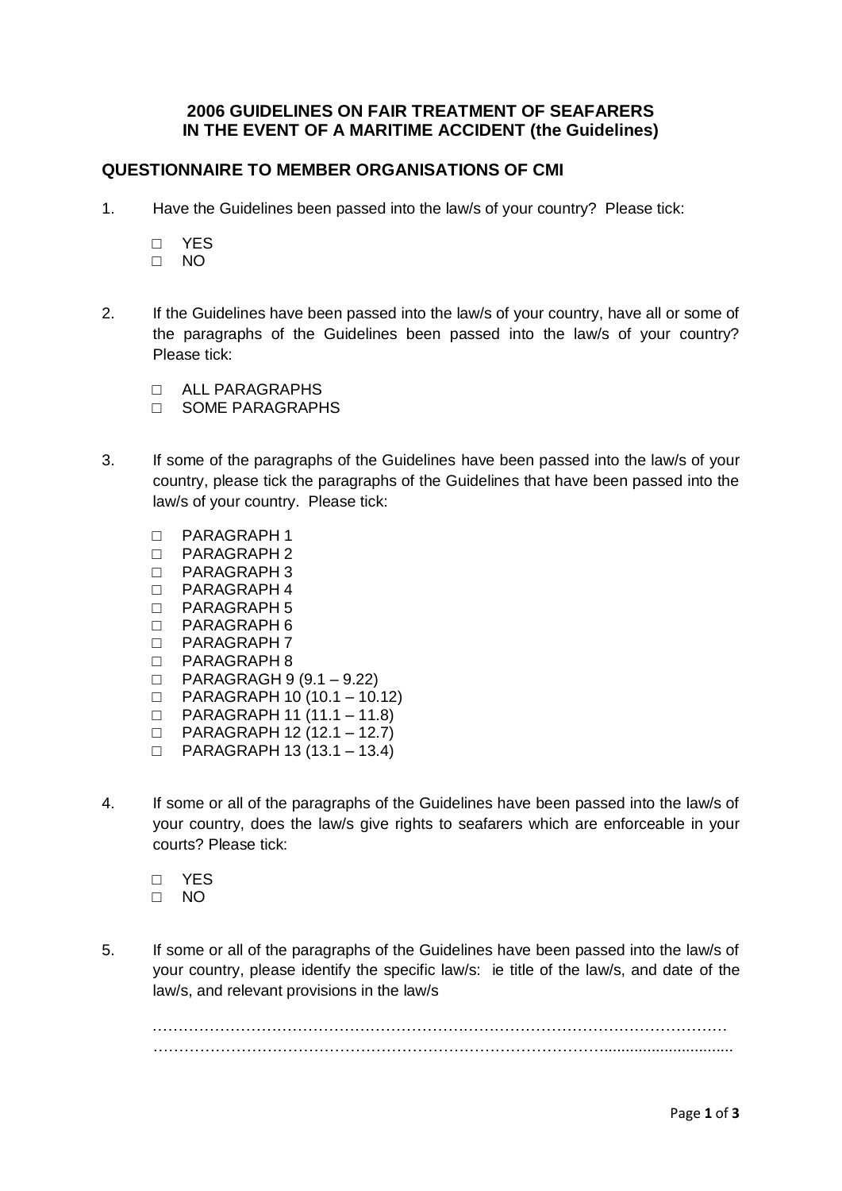## 2006 GUIDELINES ON FAIR TREATMENT OF SEAFARERS IN THE EVENT OF A MARITIME ACCIDENT (the Guidelines)

### QUESTIONNAIRE TO MEMBER ORGANISATIONS OF CMI

1. Have the Guidelines been passed into the law/s of your country? Please tick:

   □ YES
   □ NO

2. If the Guidelines have been passed into the law/s of your country, have all or some of the paragraphs of the Guidelines been passed into the law/s of your country? Please tick:

   □ ALL PARAGRAPHS
   □ SOME PARAGRAPHS

3. If some of the paragraphs of the Guidelines have been passed into the law/s of your country, please tick the paragraphs of the Guidelines that have been passed into the law/s of your country. Please tick:

   □ PARAGRAPH 1
   □ PARAGRAPH 2
   □ PARAGRAPH 3
   □ PARAGRAPH 4
   □ PARAGRAPH 5
   □ PARAGRAPH 6
   □ PARAGRAPH 7
   □ PARAGRAPH 8
   □ PARAGRAGH 9 (9.1 – 9.22)
   □ PARAGRAPH 10 (10.1 – 10.12)
   □ PARAGRAPH 11 (11.1 – 11.8)
   □ PARAGRAPH 12 (12.1 – 12.7)
   □ PARAGRAPH 13 (13.1 – 13.4)

4. If some or all of the paragraphs of the Guidelines have been passed into the law/s of your country, does the law/s give rights to seafarers which are enforceable in your courts? Please tick:

   □ YES
   □ NO

5. If some or all of the paragraphs of the Guidelines have been passed into the law/s of your country, please identify the specific law/s: ie title of the law/s, and date of the law/s, and relevant provisions in the law/s

   ……………………………………………………………………………………………………………
   ……………………………………………………………………………………………………………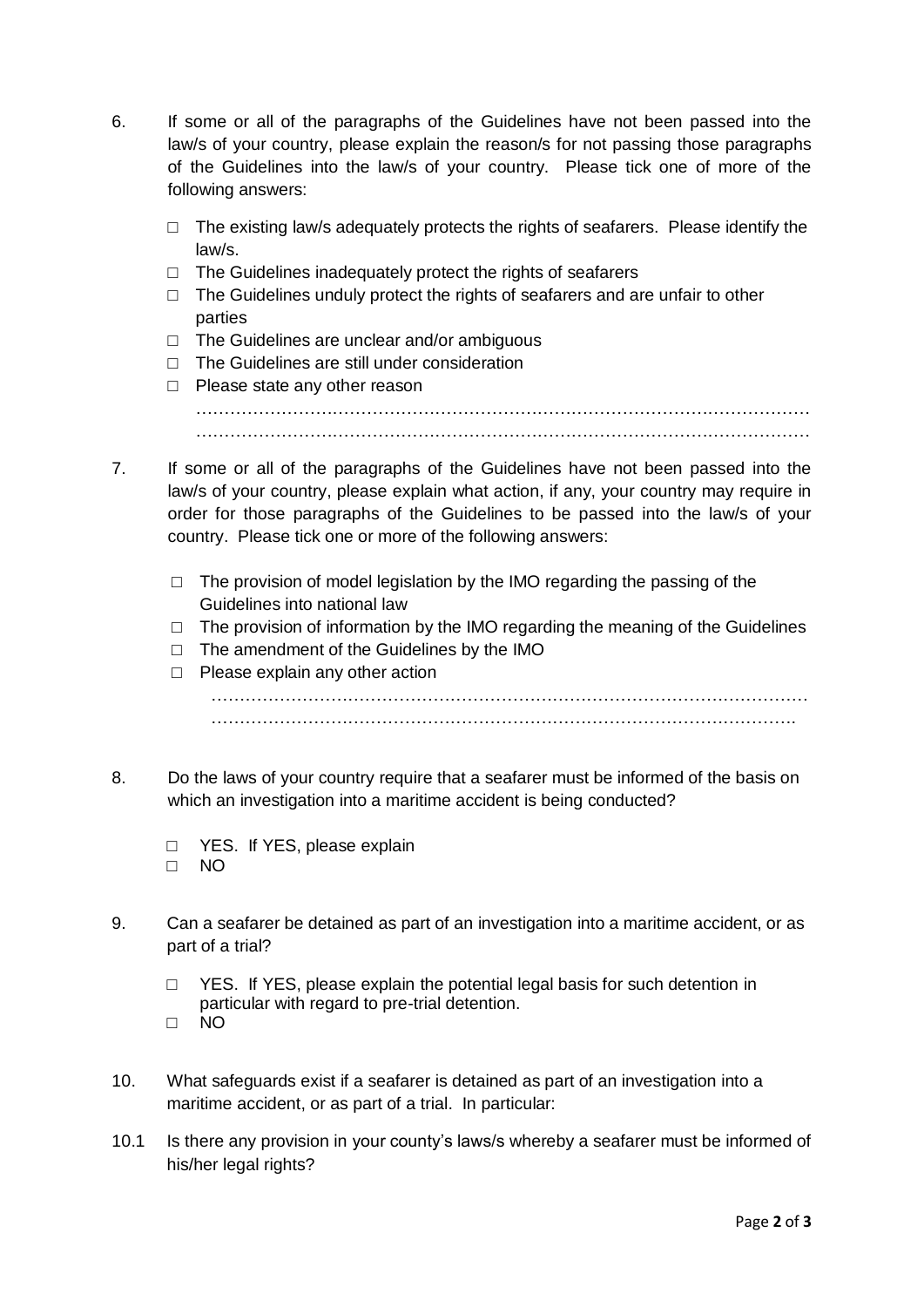6. If some or all of the paragraphs of the Guidelines have not been passed into the law/s of your country, please explain the reason/s for not passing those paragraphs of the Guidelines into the law/s of your country. Please tick one of more of the following answers:

   □ The existing law/s adequately protects the rights of seafarers. Please identify the law/s.
   □ The Guidelines inadequately protect the rights of seafarers
   □ The Guidelines unduly protect the rights of seafarers and are unfair to other parties
   □ The Guidelines are unclear and/or ambiguous
   □ The Guidelines are still under consideration
   □ Please state any other reason

   ………………………………………………………………………………………………
   ………………………………………………………………………………………………

7. If some or all of the paragraphs of the Guidelines have not been passed into the law/s of your country, please explain what action, if any, your country may require in order for those paragraphs of the Guidelines to be passed into the law/s of your country. Please tick one or more of the following answers:

   □ The provision of model legislation by the IMO regarding the passing of the Guidelines into national law
   □ The provision of information by the IMO regarding the meaning of the Guidelines
   □ The amendment of the Guidelines by the IMO
   □ Please explain any other action

   ………………………………………………………………………………………………
   ……………………………………………………………………………………………….

8. Do the laws of your country require that a seafarer must be informed of the basis on which an investigation into a maritime accident is being conducted?

   □ YES. If YES, please explain
   □ NO

9. Can a seafarer be detained as part of an investigation into a maritime accident, or as part of a trial?

   □ YES. If YES, please explain the potential legal basis for such detention in particular with regard to pre-trial detention.
   □ NO

10. What safeguards exist if a seafarer is detained as part of an investigation into a maritime accident, or as part of a trial. In particular:

10.1 Is there any provision in your county's laws/s whereby a seafarer must be informed of his/her legal rights?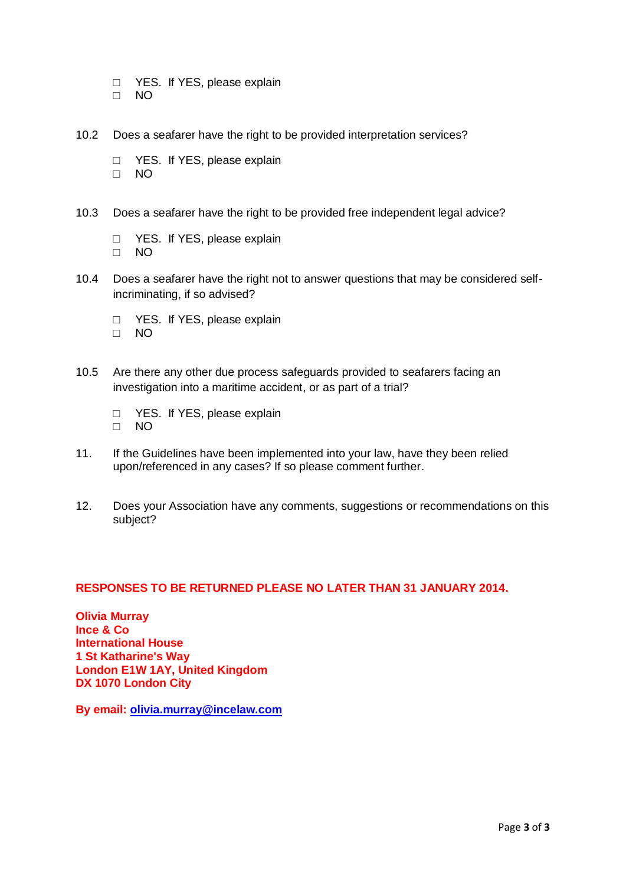☐ YES. If YES, please explain
☐ NO

10.2 Does a seafarer have the right to be provided interpretation services?

☐ YES. If YES, please explain
☐ NO

10.3 Does a seafarer have the right to be provided free independent legal advice?

☐ YES. If YES, please explain
☐ NO

10.4 Does a seafarer have the right not to answer questions that may be considered self-incriminating, if so advised?

☐ YES. If YES, please explain
☐ NO

10.5 Are there any other due process safeguards provided to seafarers facing an investigation into a maritime accident, or as part of a trial?

☐ YES. If YES, please explain
☐ NO

11. If the Guidelines have been implemented into your law, have they been relied upon/referenced in any cases? If so please comment further.

12. Does your Association have any comments, suggestions or recommendations on this subject?

**RESPONSES TO BE RETURNED PLEASE NO LATER THAN 31 JANUARY 2014.**

**Olivia Murray**
**Ince & Co**
**International House**
**1 St Katharine's Way**
**London E1W 1AY, United Kingdom**
**DX 1070 London City**

**By email: olivia.murray@incelaw.com**